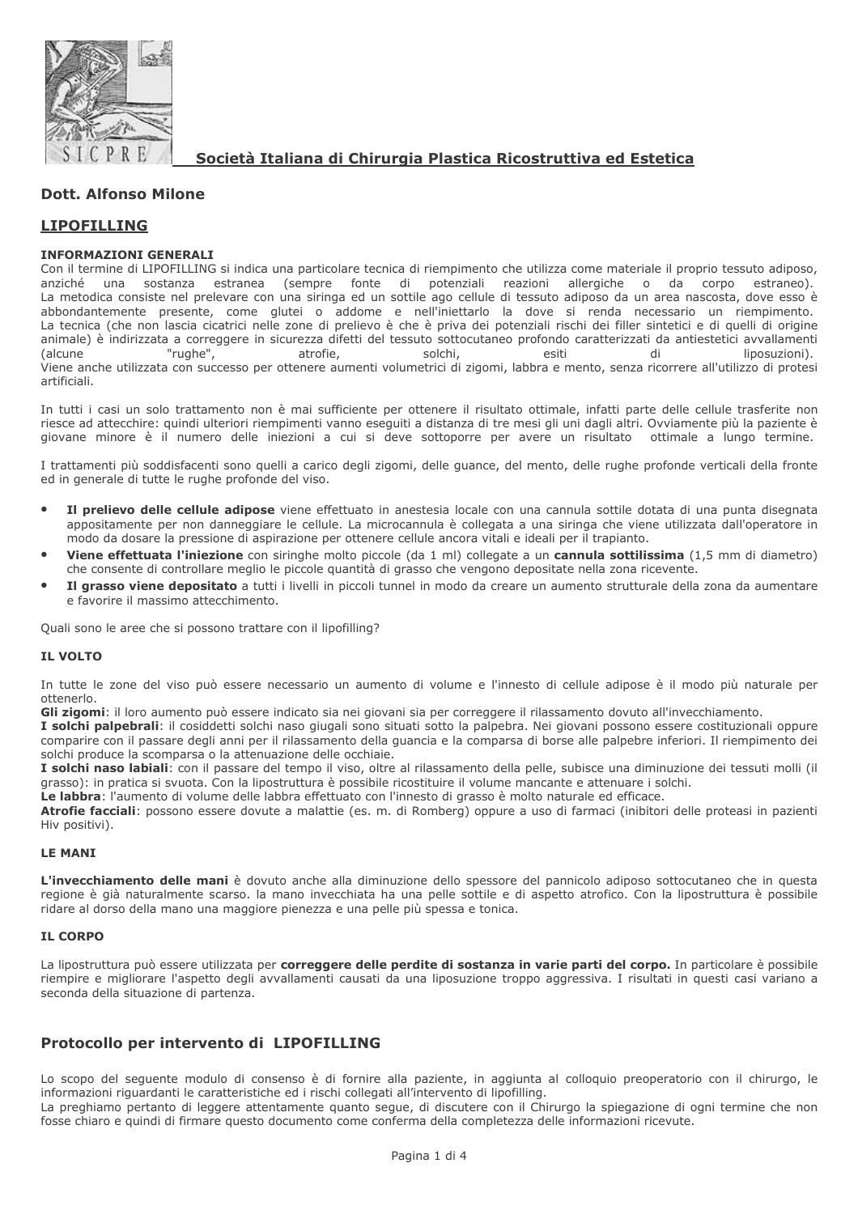**Società Italiana di Chirurgia Plastica Ricostruttiva ed Estetica**

## Dott. Alfonso Milone

## LIPOFILLING

**INFORMAZIONI GENERALI**
Con il termine di LIPOFILLING si indica una particolare tecnica di riempimento che utilizza come materiale il proprio tessuto adiposo, anziché una sostanza estranea (sempre fonte di potenziali reazioni allergiche o da corpo estraneo).
La metodica consiste nel prelevare con una siringa ed un sottile ago cellule di tessuto adiposo da un area nascosta, dove esso è abbondantemente presente, come glutei o addome e nell'iniettarlo la dove si renda necessario un riempimento.
La tecnica (che non lascia cicatrici nelle zone di prelievo è che è priva dei potenziali rischi dei filler sintetici e di quelli di origine animale) è indirizzata a correggere in sicurezza difetti del tessuto sottocutaneo profondo caratterizzati da antiestetici avvallamenti (alcune "rughe", atrofie, solchi, esiti di liposuzioni).
Viene anche utilizzata con successo per ottenere aumenti volumetrici di zigomi, labbra e mento, senza ricorrere all'utilizzo di protesi artificiali.

In tutti i casi un solo trattamento non è mai sufficiente per ottenere il risultato ottimale, infatti parte delle cellule trasferite non riesce ad attecchire: quindi ulteriori riempimenti vanno eseguiti a distanza di tre mesi gli uni dagli altri. Ovviamente più la paziente è giovane minore è il numero delle iniezioni a cui si deve sottoporre per avere un risultato ottimale a lungo termine.

I trattamenti più soddisfacenti sono quelli a carico degli zigomi, delle guance, del mento, delle rughe profonde verticali della fronte ed in generale di tutte le rughe profonde del viso.

- **Il prelievo delle cellule adipose** viene effettuato in anestesia locale con una cannula sottile dotata di una punta disegnata appositamente per non danneggiare le cellule. La microcannula è collegata a una siringa che viene utilizzata dall'operatore in modo da dosare la pressione di aspirazione per ottenere cellule ancora vitali e ideali per il trapianto.
- **Viene effettuata l'iniezione** con siringhe molto piccole (da 1 ml) collegate a un **cannula sottilissima** (1,5 mm di diametro) che consente di controllare meglio le piccole quantità di grasso che vengono depositate nella zona ricevente.
- **Il grasso viene depositato** a tutti i livelli in piccoli tunnel in modo da creare un aumento strutturale della zona da aumentare e favorire il massimo attecchimento.

Quali sono le aree che si possono trattare con il lipofilling?

**IL VOLTO**

In tutte le zone del viso può essere necessario un aumento di volume e l'innesto di cellule adipose è il modo più naturale per ottenerlo.
**Gli zigomi**: il loro aumento può essere indicato sia nei giovani sia per correggere il rilassamento dovuto all'invecchiamento.
**I solchi palpebrali**: il cosiddetti solchi naso giugali sono situati sotto la palpebra. Nei giovani possono essere costituzionali oppure comparire con il passare degli anni per il rilassamento della guancia e la comparsa di borse alle palpebre inferiori. Il riempimento dei solchi produce la scomparsa o la attenuazione delle occhiaie.
**I solchi naso labiali**: con il passare del tempo il viso, oltre al rilassamento della pelle, subisce una diminuzione dei tessuti molli (il grasso): in pratica si svuota. Con la lipostruttura è possibile ricostituire il volume mancante e attenuare i solchi.
**Le labbra**: l'aumento di volume delle labbra effettuato con l'innesto di grasso è molto naturale ed efficace.
**Atrofie facciali**: possono essere dovute a malattie (es. m. di Romberg) oppure a uso di farmaci (inibitori delle proteasi in pazienti Hiv positivi).

**LE MANI**

**L'invecchiamento delle mani** è dovuto anche alla diminuzione dello spessore del pannicolo adiposo sottocutaneo che in questa regione è già naturalmente scarso. la mano invecchiata ha una pelle sottile e di aspetto atrofico. Con la lipostruttura è possibile ridare al dorso della mano una maggiore pienezza e una pelle più spessa e tonica.

**IL CORPO**

La lipostruttura può essere utilizzata per **correggere delle perdite di sostanza in varie parti del corpo.** In particolare è possibile riempire e migliorare l'aspetto degli avvallamenti causati da una liposuzione troppo aggressiva. I risultati in questi casi variano a seconda della situazione di partenza.

## Protocollo per intervento di LIPOFILLING

Lo scopo del seguente modulo di consenso è di fornire alla paziente, in aggiunta al colloquio preoperatorio con il chirurgo, le informazioni riguardanti le caratteristiche ed i rischi collegati all'intervento di lipofilling.
La preghiamo pertanto di leggere attentamente quanto segue, di discutere con il Chirurgo la spiegazione di ogni termine che non fosse chiaro e quindi di firmare questo documento come conferma della completezza delle informazioni ricevute.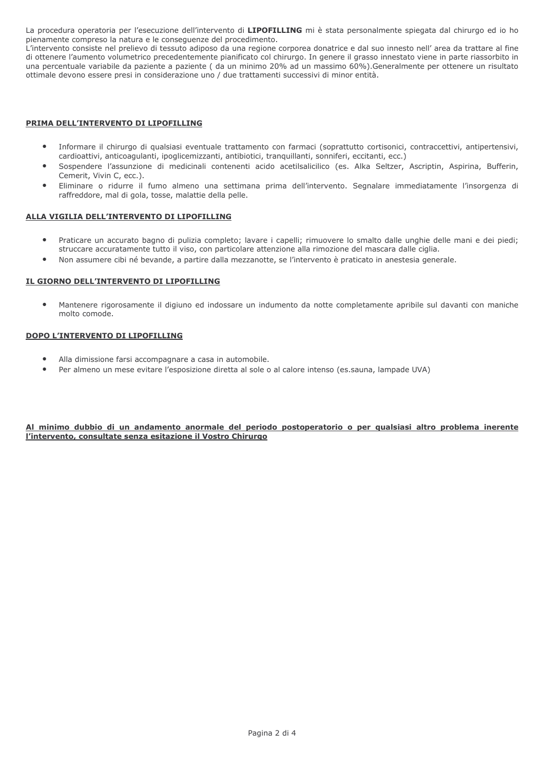La procedura operatoria per l'esecuzione dell'intervento di **LIPOFILLING** mi è stata personalmente spiegata dal chirurgo ed io ho pienamente compreso la natura e le conseguenze del procedimento.
L'intervento consiste nel prelievo di tessuto adiposo da una regione corporea donatrice e dal suo innesto nell' area da trattare al fine di ottenere l'aumento volumetrico precedentemente pianificato col chirurgo. In genere il grasso innestato viene in parte riassorbito in una percentuale variabile da paziente a paziente ( da un minimo 20% ad un massimo 60%).Generalmente per ottenere un risultato ottimale devono essere presi in considerazione uno / due trattamenti successivi di minor entità.

## PRIMA DELL'INTERVENTO DI LIPOFILLING

- Informare il chirurgo di qualsiasi eventuale trattamento con farmaci (soprattutto cortisonici, contraccettivi, antipertensivi, cardioattivi, anticoagulanti, ipoglicemizzanti, antibiotici, tranquillanti, sonniferi, eccitanti, ecc.)
- Sospendere l'assunzione di medicinali contenenti acido acetilsalicilico (es. Alka Seltzer, Ascriptin, Aspirina, Bufferin, Cemerit, Vivin C, ecc.).
- Eliminare o ridurre il fumo almeno una settimana prima dell'intervento. Segnalare immediatamente l'insorgenza di raffreddore, mal di gola, tosse, malattie della pelle.

## ALLA VIGILIA DELL'INTERVENTO DI LIPOFILLING

- Praticare un accurato bagno di pulizia completo; lavare i capelli; rimuovere lo smalto dalle unghie delle mani e dei piedi; struccare accuratamente tutto il viso, con particolare attenzione alla rimozione del mascara dalle ciglia.
- Non assumere cibi né bevande, a partire dalla mezzanotte, se l'intervento è praticato in anestesia generale.

## IL GIORNO DELL'INTERVENTO DI LIPOFILLING

- Mantenere rigorosamente il digiuno ed indossare un indumento da notte completamente apribile sul davanti con maniche molto comode.

## DOPO L'INTERVENTO DI LIPOFILLING

- Alla dimissione farsi accompagnare a casa in automobile.
- Per almeno un mese evitare l'esposizione diretta al sole o al calore intenso (es.sauna, lampade UVA)

**Al minimo dubbio di un andamento anormale del periodo postoperatorio o per qualsiasi altro problema inerente l'intervento, consultate senza esitazione il Vostro Chirurgo**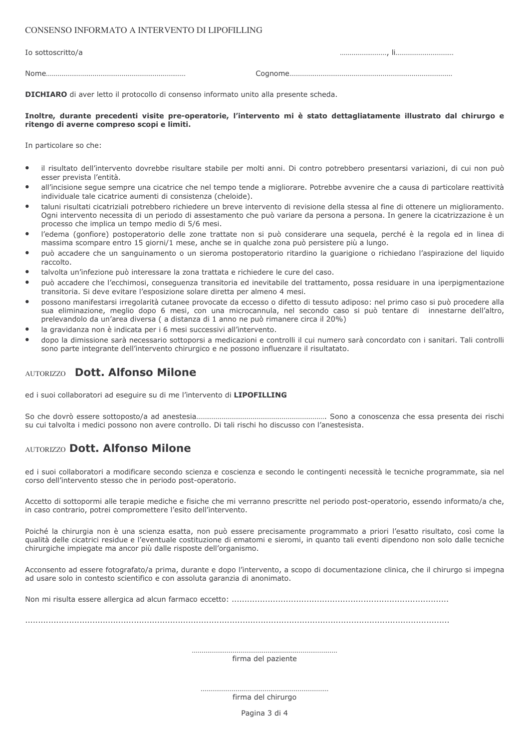# CONSENSO INFORMATO A INTERVENTO DI LIPOFILLING

Io sottoscritto/a ……………………, lì…………………………

Nome……………………………………………………………… Cognome…………………………………………………………………………

**DICHIARO** di aver letto il protocollo di consenso informato unito alla presente scheda.

**Inoltre, durante precedenti visite pre-operatorie, l'intervento mi è stato dettagliatamente illustrato dal chirurgo e ritengo di averne compreso scopi e limiti.**

In particolare so che:

- il risultato dell'intervento dovrebbe risultare stabile per molti anni. Di contro potrebbero presentarsi variazioni, di cui non può esser prevista l'entità.
- all'incisione segue sempre una cicatrice che nel tempo tende a migliorare. Potrebbe avvenire che a causa di particolare reattività individuale tale cicatrice aumenti di consistenza (cheloide).
- taluni risultati cicatriziali potrebbero richiedere un breve intervento di revisione della stessa al fine di ottenere un miglioramento. Ogni intervento necessita di un periodo di assestamento che può variare da persona a persona. In genere la cicatrizzazione è un processo che implica un tempo medio di 5/6 mesi.
- l'edema (gonfiore) postoperatorio delle zone trattate non si può considerare una sequela, perché è la regola ed in linea di massima scompare entro 15 giorni/1 mese, anche se in qualche zona può persistere più a lungo.
- può accadere che un sanguinamento o un sieroma postoperatorio ritardino la guarigione o richiedano l'aspirazione del liquido raccolto.
- talvolta un'infezione può interessare la zona trattata e richiedere le cure del caso.
- può accadere che l'ecchimosi, conseguenza transitoria ed inevitabile del trattamento, possa residuare in una iperpigmentazione transitoria. Si deve evitare l'esposizione solare diretta per almeno 4 mesi.
- possono manifestarsi irregolarità cutanee provocate da eccesso o difetto di tessuto adiposo: nel primo caso si può procedere alla sua eliminazione, meglio dopo 6 mesi, con una microcannula, nel secondo caso si può tentare di innestarne dell'altro, prelevandolo da un'area diversa ( a distanza di 1 anno ne può rimanere circa il 20%)
- la gravidanza non è indicata per i 6 mesi successivi all'intervento.
- dopo la dimissione sarà necessario sottoporsi a medicazioni e controlli il cui numero sarà concordato con i sanitari. Tali controlli sono parte integrante dell'intervento chirurgico e ne possono influenzare il risultatato.

AUTORIZZO **Dott. Alfonso Milone**

ed i suoi collaboratori ad eseguire su di me l'intervento di **LIPOFILLING**

So che dovrò essere sottoposto/a ad anestesia………………………………………………………… Sono a conoscenza che essa presenta dei rischi su cui talvolta i medici possono non avere controllo. Di tali rischi ho discusso con l'anestesista.

AUTORIZZO **Dott. Alfonso Milone**

ed i suoi collaboratori a modificare secondo scienza e coscienza e secondo le contingenti necessità le tecniche programmate, sia nel corso dell'intervento stesso che in periodo post-operatorio.

Accetto di sottopormi alle terapie mediche e fisiche che mi verranno prescritte nel periodo post-operatorio, essendo informato/a che, in caso contrario, potrei compromettere l'esito dell'intervento.

Poiché la chirurgia non è una scienza esatta, non può essere precisamente programmato a priori l'esatto risultato, così come la qualità delle cicatrici residue e l'eventuale costituzione di ematomi e sieromi, in quanto tali eventi dipendono non solo dalle tecniche chirurgiche impiegate ma ancor più dalle risposte dell'organismo.

Acconsento ad essere fotografato/a prima, durante e dopo l'intervento, a scopo di documentazione clinica, che il chirurgo si impegna ad usare solo in contesto scientifico e con assoluta garanzia di anonimato.

Non mi risulta essere allergica ad alcun farmaco eccetto: ....................................................................................

..............................................................................................................................................................

………………………………………………………………
firma del paziente

…………………………………………………………
firma del chirurgo